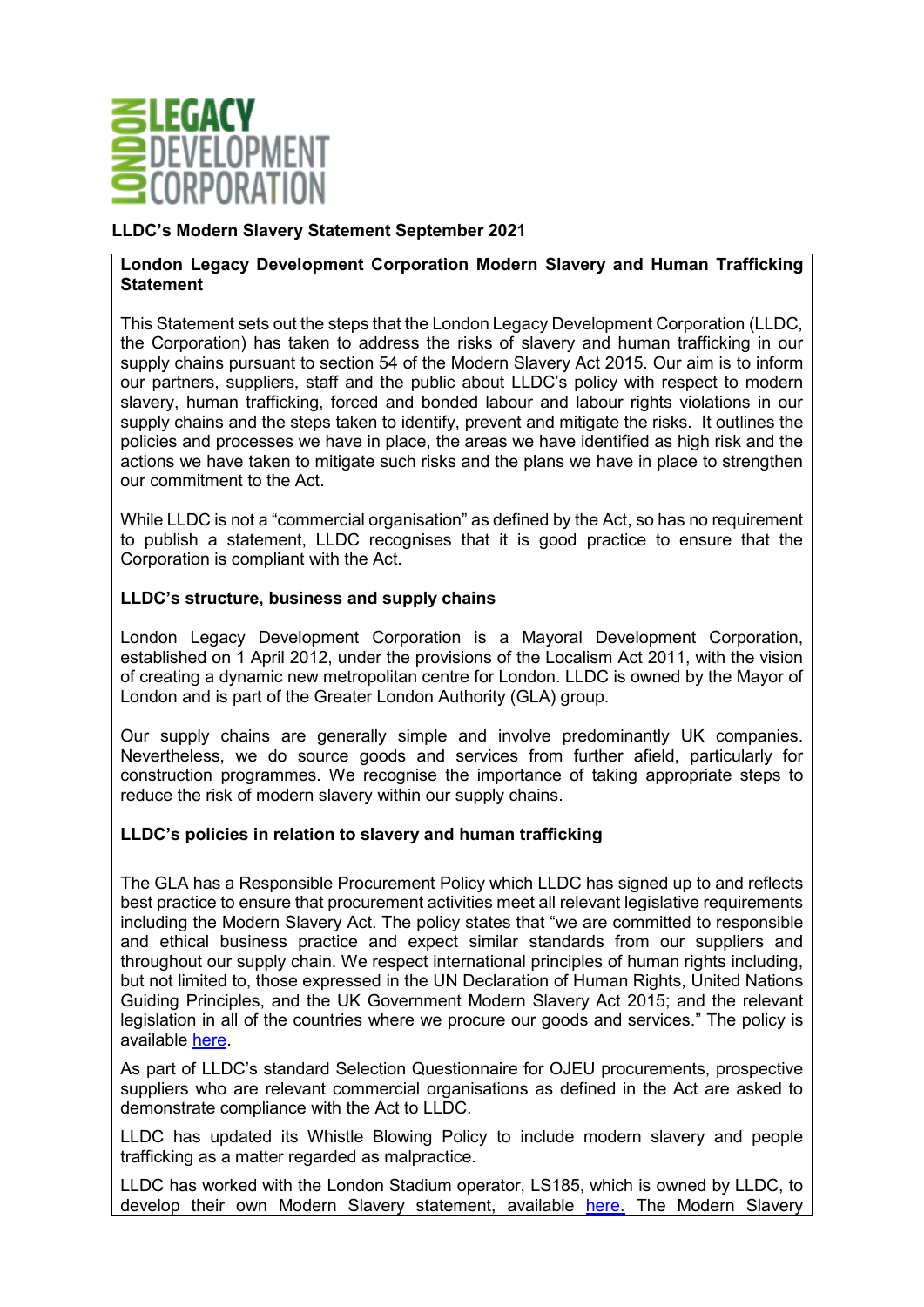# LLDC's Modern Slavery Statement September 2021

## London Legacy Development Corporation Modern Slavery and Human Trafficking Statement

This Statement sets out the steps that the London Legacy Development Corporation (LLDC, the Corporation) has taken to address the risks of slavery and human trafficking in our supply chains pursuant to section 54 of the Modern Slavery Act 2015. Our aim is to inform our partners, suppliers, staff and the public about LLDC's policy with respect to modern slavery, human trafficking, forced and bonded labour and labour rights violations in our supply chains and the steps taken to identify, prevent and mitigate the risks. It outlines the policies and processes we have in place, the areas we have identified as high risk and the actions we have taken to mitigate such risks and the plans we have in place to strengthen our commitment to the Act.

While LLDC is not a "commercial organisation" as defined by the Act, so has no requirement to publish a statement, LLDC recognises that it is good practice to ensure that the Corporation is compliant with the Act.

### LLDC's structure, business and supply chains

London Legacy Development Corporation is a Mayoral Development Corporation, established on 1 April 2012, under the provisions of the Localism Act 2011, with the vision of creating a dynamic new metropolitan centre for London. LLDC is owned by the Mayor of London and is part of the Greater London Authority (GLA) group.

Our supply chains are generally simple and involve predominantly UK companies. Nevertheless, we do source goods and services from further afield, particularly for construction programmes. We recognise the importance of taking appropriate steps to reduce the risk of modern slavery within our supply chains.

### LLDC's policies in relation to slavery and human trafficking

The GLA has a Responsible Procurement Policy which LLDC has signed up to and reflects best practice to ensure that procurement activities meet all relevant legislative requirements including the Modern Slavery Act. The policy states that "we are committed to responsible and ethical business practice and expect similar standards from our suppliers and throughout our supply chain. We respect international principles of human rights including, but not limited to, those expressed in the UN Declaration of Human Rights, United Nations Guiding Principles, and the UK Government Modern Slavery Act 2015; and the relevant legislation in all of the countries where we procure our goods and services." The policy is available here.

As part of LLDC's standard Selection Questionnaire for OJEU procurements, prospective suppliers who are relevant commercial organisations as defined in the Act are asked to demonstrate compliance with the Act to LLDC.

LLDC has updated its Whistle Blowing Policy to include modern slavery and people trafficking as a matter regarded as malpractice.

LLDC has worked with the London Stadium operator, LS185, which is owned by LLDC, to develop their own Modern Slavery statement, available here. The Modern Slavery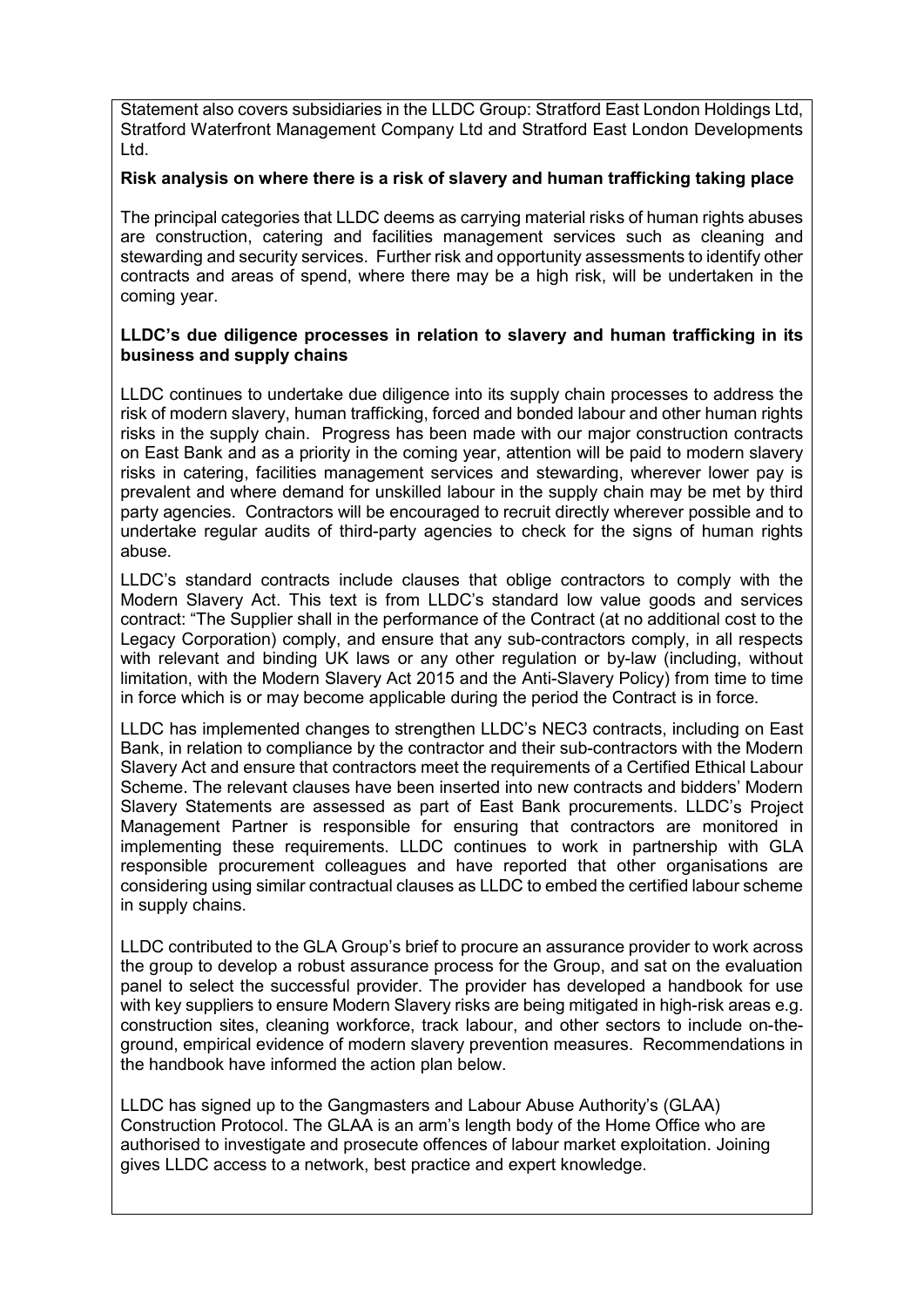Statement also covers subsidiaries in the LLDC Group: Stratford East London Holdings Ltd, Stratford Waterfront Management Company Ltd and Stratford East London Developments Ltd.

**Risk analysis on where there is a risk of slavery and human trafficking taking place**

The principal categories that LLDC deems as carrying material risks of human rights abuses are construction, catering and facilities management services such as cleaning and stewarding and security services. Further risk and opportunity assessments to identify other contracts and areas of spend, where there may be a high risk, will be undertaken in the coming year.

**LLDC's due diligence processes in relation to slavery and human trafficking in its business and supply chains**

LLDC continues to undertake due diligence into its supply chain processes to address the risk of modern slavery, human trafficking, forced and bonded labour and other human rights risks in the supply chain. Progress has been made with our major construction contracts on East Bank and as a priority in the coming year, attention will be paid to modern slavery risks in catering, facilities management services and stewarding, wherever lower pay is prevalent and where demand for unskilled labour in the supply chain may be met by third party agencies. Contractors will be encouraged to recruit directly wherever possible and to undertake regular audits of third-party agencies to check for the signs of human rights abuse.

LLDC's standard contracts include clauses that oblige contractors to comply with the Modern Slavery Act. This text is from LLDC's standard low value goods and services contract: "The Supplier shall in the performance of the Contract (at no additional cost to the Legacy Corporation) comply, and ensure that any sub-contractors comply, in all respects with relevant and binding UK laws or any other regulation or by-law (including, without limitation, with the Modern Slavery Act 2015 and the Anti-Slavery Policy) from time to time in force which is or may become applicable during the period the Contract is in force.

LLDC has implemented changes to strengthen LLDC's NEC3 contracts, including on East Bank, in relation to compliance by the contractor and their sub-contractors with the Modern Slavery Act and ensure that contractors meet the requirements of a Certified Ethical Labour Scheme. The relevant clauses have been inserted into new contracts and bidders' Modern Slavery Statements are assessed as part of East Bank procurements. LLDC's Project Management Partner is responsible for ensuring that contractors are monitored in implementing these requirements. LLDC continues to work in partnership with GLA responsible procurement colleagues and have reported that other organisations are considering using similar contractual clauses as LLDC to embed the certified labour scheme in supply chains.

LLDC contributed to the GLA Group's brief to procure an assurance provider to work across the group to develop a robust assurance process for the Group, and sat on the evaluation panel to select the successful provider. The provider has developed a handbook for use with key suppliers to ensure Modern Slavery risks are being mitigated in high-risk areas e.g. construction sites, cleaning workforce, track labour, and other sectors to include on-the-ground, empirical evidence of modern slavery prevention measures. Recommendations in the handbook have informed the action plan below.

LLDC has signed up to the Gangmasters and Labour Abuse Authority's (GLAA) Construction Protocol. The GLAA is an arm's length body of the Home Office who are authorised to investigate and prosecute offences of labour market exploitation. Joining gives LLDC access to a network, best practice and expert knowledge.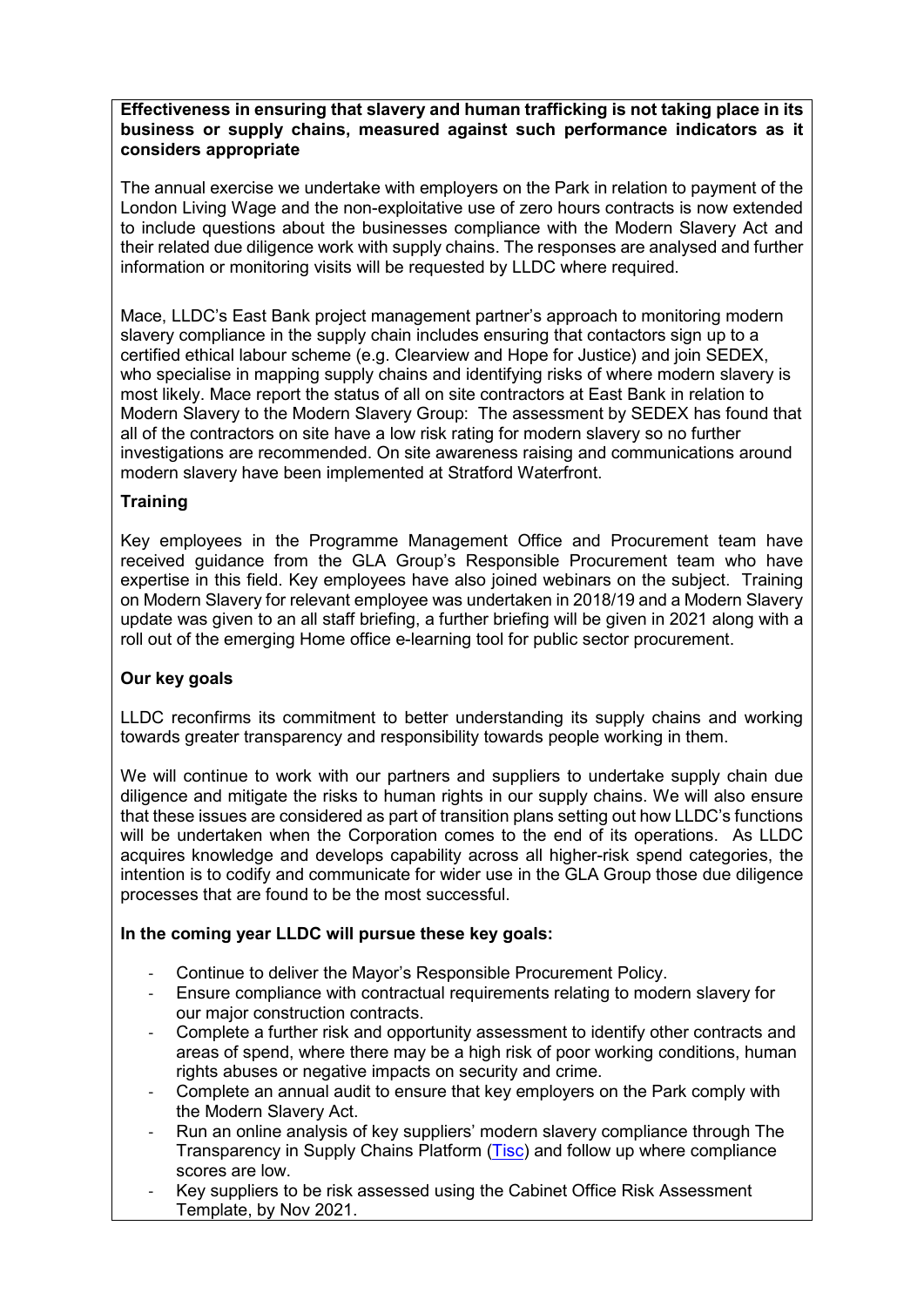**Effectiveness in ensuring that slavery and human trafficking is not taking place in its business or supply chains, measured against such performance indicators as it considers appropriate**

The annual exercise we undertake with employers on the Park in relation to payment of the London Living Wage and the non-exploitative use of zero hours contracts is now extended to include questions about the businesses compliance with the Modern Slavery Act and their related due diligence work with supply chains. The responses are analysed and further information or monitoring visits will be requested by LLDC where required.

Mace, LLDC's East Bank project management partner's approach to monitoring modern slavery compliance in the supply chain includes ensuring that contactors sign up to a certified ethical labour scheme (e.g. Clearview and Hope for Justice) and join SEDEX, who specialise in mapping supply chains and identifying risks of where modern slavery is most likely. Mace report the status of all on site contractors at East Bank in relation to Modern Slavery to the Modern Slavery Group: The assessment by SEDEX has found that all of the contractors on site have a low risk rating for modern slavery so no further investigations are recommended. On site awareness raising and communications around modern slavery have been implemented at Stratford Waterfront.

## Training

Key employees in the Programme Management Office and Procurement team have received guidance from the GLA Group's Responsible Procurement team who have expertise in this field. Key employees have also joined webinars on the subject. Training on Modern Slavery for relevant employee was undertaken in 2018/19 and a Modern Slavery update was given to an all staff briefing, a further briefing will be given in 2021 along with a roll out of the emerging Home office e-learning tool for public sector procurement.

## Our key goals

LLDC reconfirms its commitment to better understanding its supply chains and working towards greater transparency and responsibility towards people working in them.

We will continue to work with our partners and suppliers to undertake supply chain due diligence and mitigate the risks to human rights in our supply chains. We will also ensure that these issues are considered as part of transition plans setting out how LLDC's functions will be undertaken when the Corporation comes to the end of its operations. As LLDC acquires knowledge and develops capability across all higher-risk spend categories, the intention is to codify and communicate for wider use in the GLA Group those due diligence processes that are found to be the most successful.

**In the coming year LLDC will pursue these key goals:**

- Continue to deliver the Mayor's Responsible Procurement Policy.
- Ensure compliance with contractual requirements relating to modern slavery for our major construction contracts.
- Complete a further risk and opportunity assessment to identify other contracts and areas of spend, where there may be a high risk of poor working conditions, human rights abuses or negative impacts on security and crime.
- Complete an annual audit to ensure that key employers on the Park comply with the Modern Slavery Act.
- Run an online analysis of key suppliers' modern slavery compliance through The Transparency in Supply Chains Platform (Tisc) and follow up where compliance scores are low.
- Key suppliers to be risk assessed using the Cabinet Office Risk Assessment Template, by Nov 2021.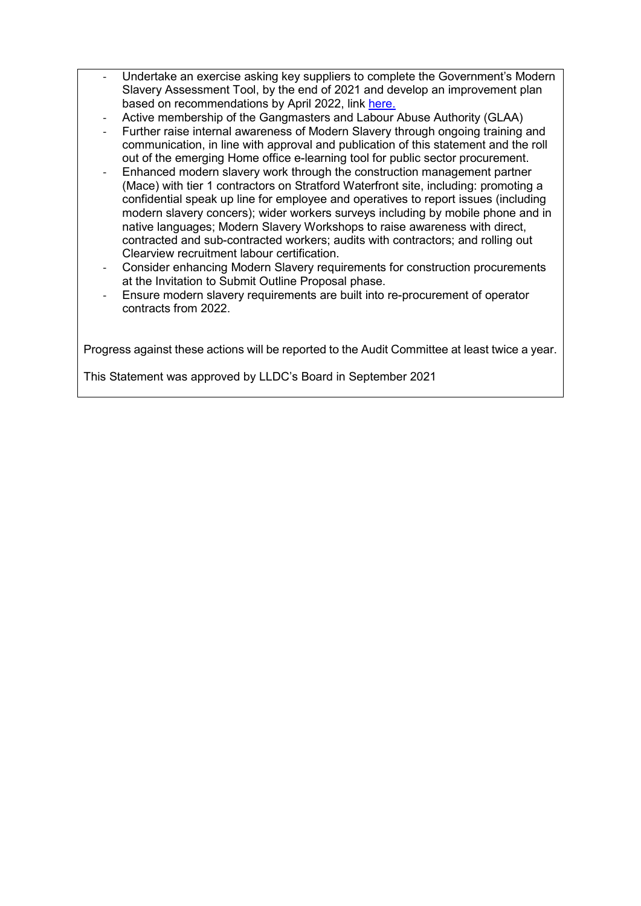- Undertake an exercise asking key suppliers to complete the Government's Modern Slavery Assessment Tool, by the end of 2021 and develop an improvement plan based on recommendations by April 2022, link here.
- Active membership of the Gangmasters and Labour Abuse Authority (GLAA)
- Further raise internal awareness of Modern Slavery through ongoing training and communication, in line with approval and publication of this statement and the roll out of the emerging Home office e-learning tool for public sector procurement.
- Enhanced modern slavery work through the construction management partner (Mace) with tier 1 contractors on Stratford Waterfront site, including: promoting a confidential speak up line for employee and operatives to report issues (including modern slavery concers); wider workers surveys including by mobile phone and in native languages; Modern Slavery Workshops to raise awareness with direct, contracted and sub-contracted workers; audits with contractors; and rolling out Clearview recruitment labour certification.
- Consider enhancing Modern Slavery requirements for construction procurements at the Invitation to Submit Outline Proposal phase.
- Ensure modern slavery requirements are built into re-procurement of operator contracts from 2022.

Progress against these actions will be reported to the Audit Committee at least twice a year.

This Statement was approved by LLDC's Board in September 2021